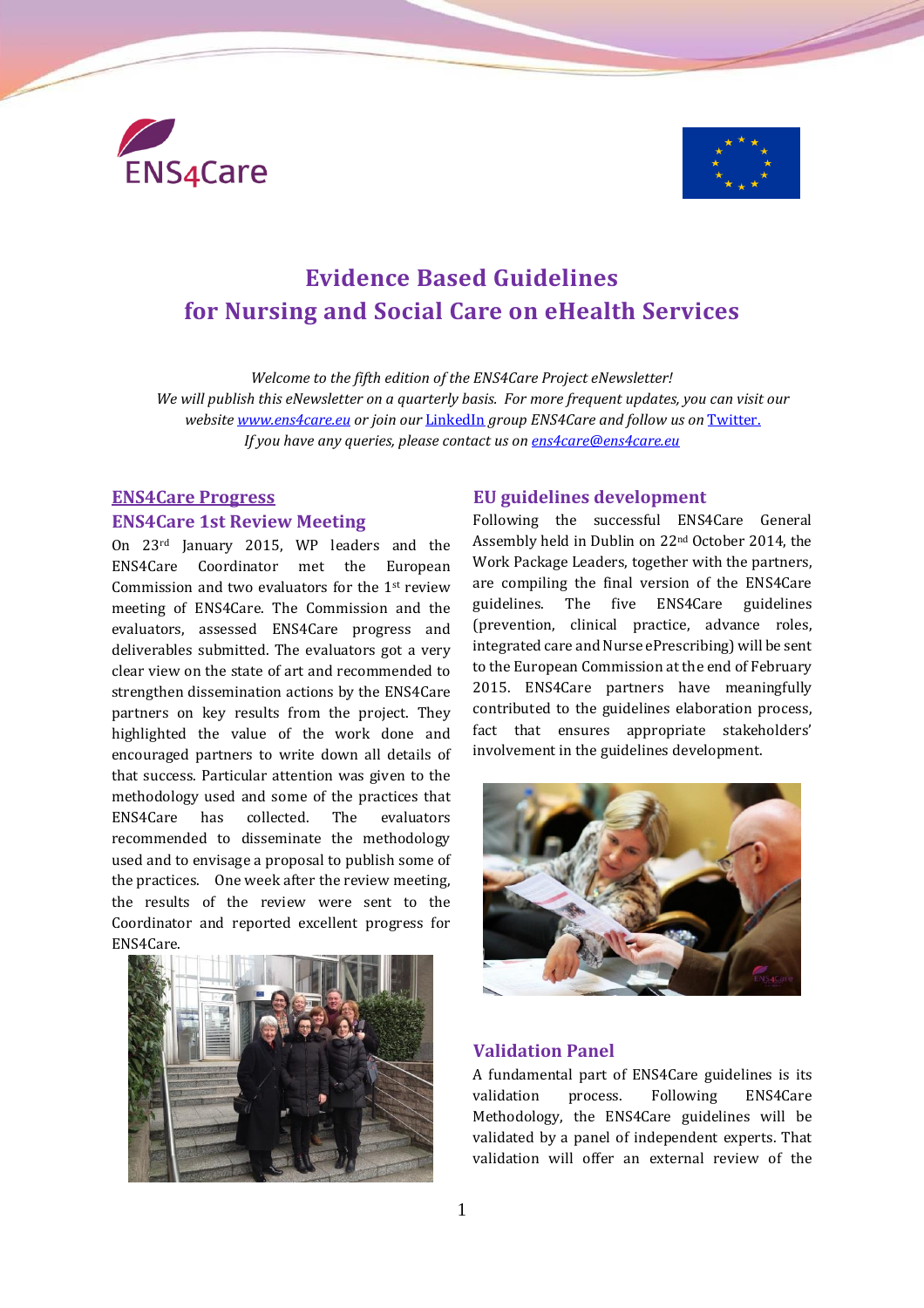# Evidence Based Guidelines for Nursing and Social Care on eHealth Services

*Welcome to the fifth edition of the ENS4Care Project eNewsletter!*
*We will publish this eNewsletter on a quarterly basis. For more frequent updates, you can visit our website [www.ens4care.eu](www.ens4care.eu) or join our [LinkedIn](LinkedIn) group ENS4Care and follow us on [Twitter.](Twitter)*
*If you have any queries, please contact us on [ens4care@ens4care.eu](mailto:ens4care@ens4care.eu)*

## ENS4Care Progress

### ENS4Care 1st Review Meeting

On 23rd January 2015, WP leaders and the ENS4Care Coordinator met the European Commission and two evaluators for the 1st review meeting of ENS4Care. The Commission and the evaluators, assessed ENS4Care progress and deliverables submitted. The evaluators got a very clear view on the state of art and recommended to strengthen dissemination actions by the ENS4Care partners on key results from the project. They highlighted the value of the work done and encouraged partners to write down all details of that success. Particular attention was given to the methodology used and some of the practices that ENS4Care has collected. The evaluators recommended to disseminate the methodology used and to envisage a proposal to publish some of the practices. One week after the review meeting, the results of the review were sent to the Coordinator and reported excellent progress for ENS4Care.

### EU guidelines development

Following the successful ENS4Care General Assembly held in Dublin on 22nd October 2014, the Work Package Leaders, together with the partners, are compiling the final version of the ENS4Care guidelines. The five ENS4Care guidelines (prevention, clinical practice, advance roles, integrated care and Nurse ePrescribing) will be sent to the European Commission at the end of February 2015. ENS4Care partners have meaningfully contributed to the guidelines elaboration process, fact that ensures appropriate stakeholders' involvement in the guidelines development.

### Validation Panel

A fundamental part of ENS4Care guidelines is its validation process. Following ENS4Care Methodology, the ENS4Care guidelines will be validated by a panel of independent experts. That validation will offer an external review of the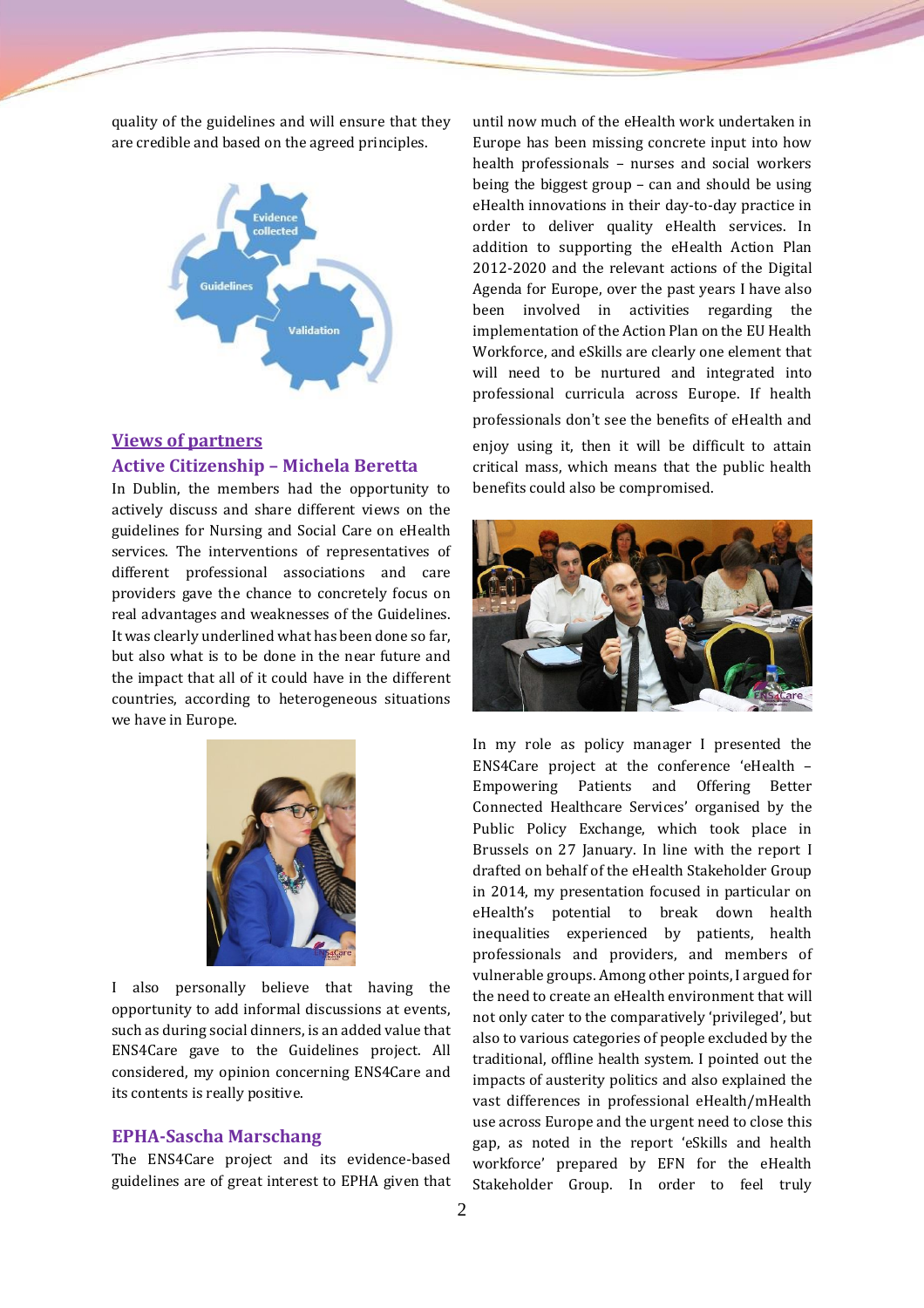quality of the guidelines and will ensure that they are credible and based on the agreed principles.

## Views of partners

### Active Citizenship – Michela Beretta

In Dublin, the members had the opportunity to actively discuss and share different views on the guidelines for Nursing and Social Care on eHealth services. The interventions of representatives of different professional associations and care providers gave the chance to concretely focus on real advantages and weaknesses of the Guidelines. It was clearly underlined what has been done so far, but also what is to be done in the near future and the impact that all of it could have in the different countries, according to heterogeneous situations we have in Europe.

I also personally believe that having the opportunity to add informal discussions at events, such as during social dinners, is an added value that ENS4Care gave to the Guidelines project. All considered, my opinion concerning ENS4Care and its contents is really positive.

### EPHA-Sascha Marschang

The ENS4Care project and its evidence-based guidelines are of great interest to EPHA given that until now much of the eHealth work undertaken in Europe has been missing concrete input into how health professionals – nurses and social workers being the biggest group – can and should be using eHealth innovations in their day-to-day practice in order to deliver quality eHealth services. In addition to supporting the eHealth Action Plan 2012-2020 and the relevant actions of the Digital Agenda for Europe, over the past years I have also been involved in activities regarding the implementation of the Action Plan on the EU Health Workforce, and eSkills are clearly one element that will need to be nurtured and integrated into professional curricula across Europe. If health professionals don't see the benefits of eHealth and enjoy using it, then it will be difficult to attain critical mass, which means that the public health benefits could also be compromised.

In my role as policy manager I presented the ENS4Care project at the conference 'eHealth – Empowering Patients and Offering Better Connected Healthcare Services' organised by the Public Policy Exchange, which took place in Brussels on 27 January. In line with the report I drafted on behalf of the eHealth Stakeholder Group in 2014, my presentation focused in particular on eHealth's potential to break down health inequalities experienced by patients, health professionals and providers, and members of vulnerable groups. Among other points, I argued for the need to create an eHealth environment that will not only cater to the comparatively 'privileged', but also to various categories of people excluded by the traditional, offline health system. I pointed out the impacts of austerity politics and also explained the vast differences in professional eHealth/mHealth use across Europe and the urgent need to close this gap, as noted in the report 'eSkills and health workforce' prepared by EFN for the eHealth Stakeholder Group. In order to feel truly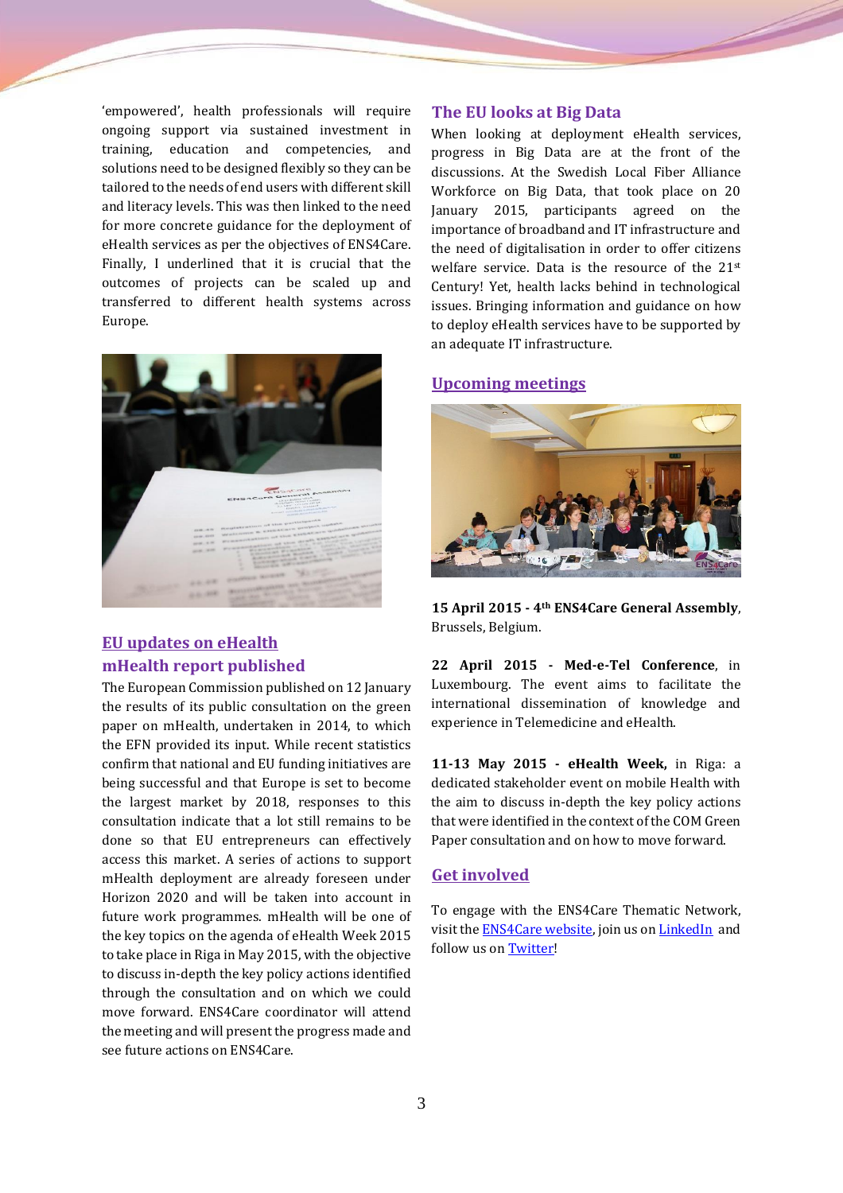'empowered', health professionals will require ongoing support via sustained investment in training, education and competencies, and solutions need to be designed flexibly so they can be tailored to the needs of end users with different skill and literacy levels. This was then linked to the need for more concrete guidance for the deployment of eHealth services as per the objectives of ENS4Care. Finally, I underlined that it is crucial that the outcomes of projects can be scaled up and transferred to different health systems across Europe.

## EU updates on eHealth

## mHealth report published

The European Commission published on 12 January the results of its public consultation on the green paper on mHealth, undertaken in 2014, to which the EFN provided its input. While recent statistics confirm that national and EU funding initiatives are being successful and that Europe is set to become the largest market by 2018, responses to this consultation indicate that a lot still remains to be done so that EU entrepreneurs can effectively access this market. A series of actions to support mHealth deployment are already foreseen under Horizon 2020 and will be taken into account in future work programmes. mHealth will be one of the key topics on the agenda of eHealth Week 2015 to take place in Riga in May 2015, with the objective to discuss in-depth the key policy actions identified through the consultation and on which we could move forward. ENS4Care coordinator will attend the meeting and will present the progress made and see future actions on ENS4Care.

## The EU looks at Big Data

When looking at deployment eHealth services, progress in Big Data are at the front of the discussions. At the Swedish Local Fiber Alliance Workforce on Big Data, that took place on 20 January 2015, participants agreed on the importance of broadband and IT infrastructure and the need of digitalisation in order to offer citizens welfare service. Data is the resource of the 21st Century! Yet, health lacks behind in technological issues. Bringing information and guidance on how to deploy eHealth services have to be supported by an adequate IT infrastructure.

## Upcoming meetings

**15 April 2015 - 4th ENS4Care General Assembly**, Brussels, Belgium.

**22 April 2015 - Med-e-Tel Conference**, in Luxembourg. The event aims to facilitate the international dissemination of knowledge and experience in Telemedicine and eHealth.

**11-13 May 2015 - eHealth Week,** in Riga: a dedicated stakeholder event on mobile Health with the aim to discuss in-depth the key policy actions that were identified in the context of the COM Green Paper consultation and on how to move forward.

## Get involved

To engage with the ENS4Care Thematic Network, visit the ENS4Care website, join us on LinkedIn and follow us on Twitter!